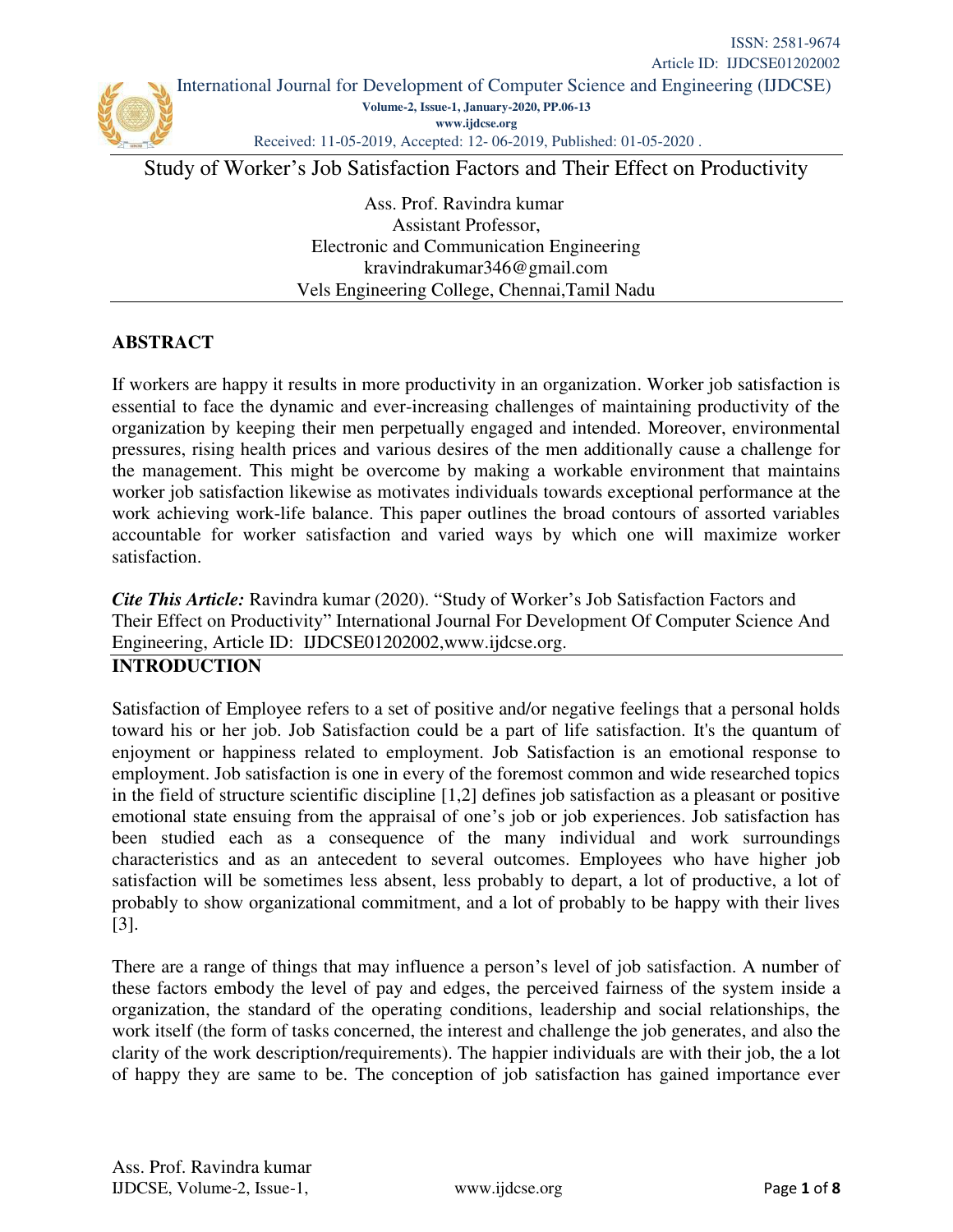# Study of Worker's Job Satisfaction Factors and Their Effect on Productivity

Ass. Prof. Ravindra kumar
Assistant Professor,
Electronic and Communication Engineering
kravindrakumar346@gmail.com
Vels Engineering College, Chennai,Tamil Nadu

## ABSTRACT

If workers are happy it results in more productivity in an organization. Worker job satisfaction is essential to face the dynamic and ever-increasing challenges of maintaining productivity of the organization by keeping their men perpetually engaged and intended. Moreover, environmental pressures, rising health prices and various desires of the men additionally cause a challenge for the management. This might be overcome by making a workable environment that maintains worker job satisfaction likewise as motivates individuals towards exceptional performance at the work achieving work-life balance. This paper outlines the broad contours of assorted variables accountable for worker satisfaction and varied ways by which one will maximize worker satisfaction.

***Cite This Article:*** Ravindra kumar (2020). "Study of Worker's Job Satisfaction Factors and Their Effect on Productivity" International Journal For Development Of Computer Science And Engineering, Article ID: IJDCSE01202002,www.ijdcse.org.

## INTRODUCTION

Satisfaction of Employee refers to a set of positive and/or negative feelings that a personal holds toward his or her job. Job Satisfaction could be a part of life satisfaction. It's the quantum of enjoyment or happiness related to employment. Job Satisfaction is an emotional response to employment. Job satisfaction is one in every of the foremost common and wide researched topics in the field of structure scientific discipline [1,2] defines job satisfaction as a pleasant or positive emotional state ensuing from the appraisal of one's job or job experiences. Job satisfaction has been studied each as a consequence of the many individual and work surroundings characteristics and as an antecedent to several outcomes. Employees who have higher job satisfaction will be sometimes less absent, less probably to depart, a lot of productive, a lot of probably to show organizational commitment, and a lot of probably to be happy with their lives [3].

There are a range of things that may influence a person's level of job satisfaction. A number of these factors embody the level of pay and edges, the perceived fairness of the system inside a organization, the standard of the operating conditions, leadership and social relationships, the work itself (the form of tasks concerned, the interest and challenge the job generates, and also the clarity of the work description/requirements). The happier individuals are with their job, the a lot of happy they are same to be. The conception of job satisfaction has gained importance ever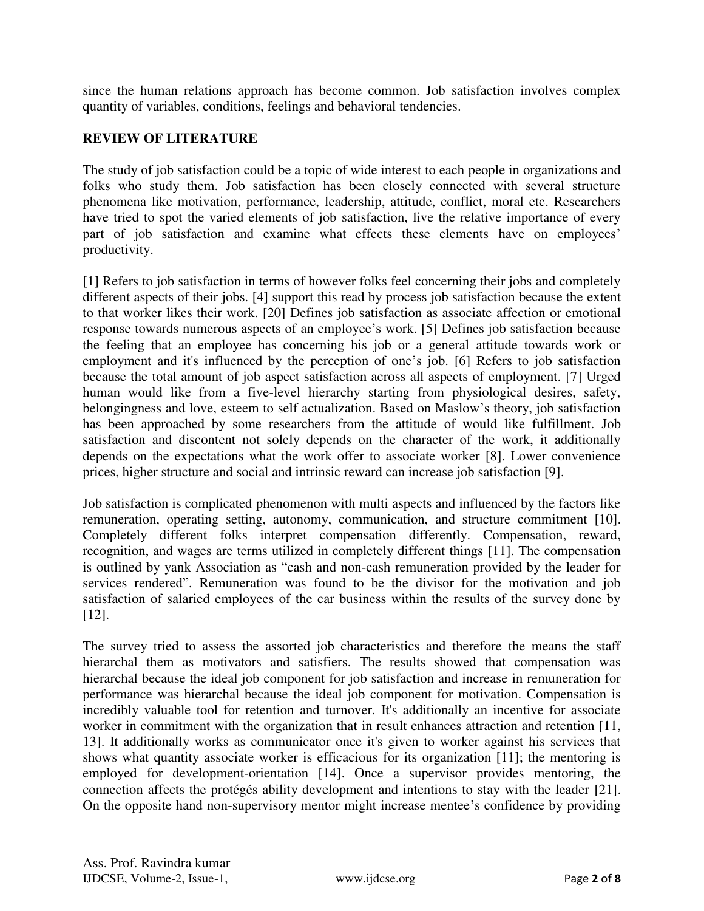since the human relations approach has become common. Job satisfaction involves complex quantity of variables, conditions, feelings and behavioral tendencies.

## REVIEW OF LITERATURE

The study of job satisfaction could be a topic of wide interest to each people in organizations and folks who study them. Job satisfaction has been closely connected with several structure phenomena like motivation, performance, leadership, attitude, conflict, moral etc. Researchers have tried to spot the varied elements of job satisfaction, live the relative importance of every part of job satisfaction and examine what effects these elements have on employees' productivity.

[1] Refers to job satisfaction in terms of however folks feel concerning their jobs and completely different aspects of their jobs. [4] support this read by process job satisfaction because the extent to that worker likes their work. [20] Defines job satisfaction as associate affection or emotional response towards numerous aspects of an employee's work. [5] Defines job satisfaction because the feeling that an employee has concerning his job or a general attitude towards work or employment and it's influenced by the perception of one's job. [6] Refers to job satisfaction because the total amount of job aspect satisfaction across all aspects of employment. [7] Urged human would like from a five-level hierarchy starting from physiological desires, safety, belongingness and love, esteem to self actualization. Based on Maslow's theory, job satisfaction has been approached by some researchers from the attitude of would like fulfillment. Job satisfaction and discontent not solely depends on the character of the work, it additionally depends on the expectations what the work offer to associate worker [8]. Lower convenience prices, higher structure and social and intrinsic reward can increase job satisfaction [9].

Job satisfaction is complicated phenomenon with multi aspects and influenced by the factors like remuneration, operating setting, autonomy, communication, and structure commitment [10]. Completely different folks interpret compensation differently. Compensation, reward, recognition, and wages are terms utilized in completely different things [11]. The compensation is outlined by yank Association as "cash and non-cash remuneration provided by the leader for services rendered". Remuneration was found to be the divisor for the motivation and job satisfaction of salaried employees of the car business within the results of the survey done by [12].

The survey tried to assess the assorted job characteristics and therefore the means the staff hierarchal them as motivators and satisfiers. The results showed that compensation was hierarchal because the ideal job component for job satisfaction and increase in remuneration for performance was hierarchal because the ideal job component for motivation. Compensation is incredibly valuable tool for retention and turnover. It's additionally an incentive for associate worker in commitment with the organization that in result enhances attraction and retention [11, 13]. It additionally works as communicator once it's given to worker against his services that shows what quantity associate worker is efficacious for its organization [11]; the mentoring is employed for development-orientation [14]. Once a supervisor provides mentoring, the connection affects the protégés ability development and intentions to stay with the leader [21]. On the opposite hand non-supervisory mentor might increase mentee's confidence by providing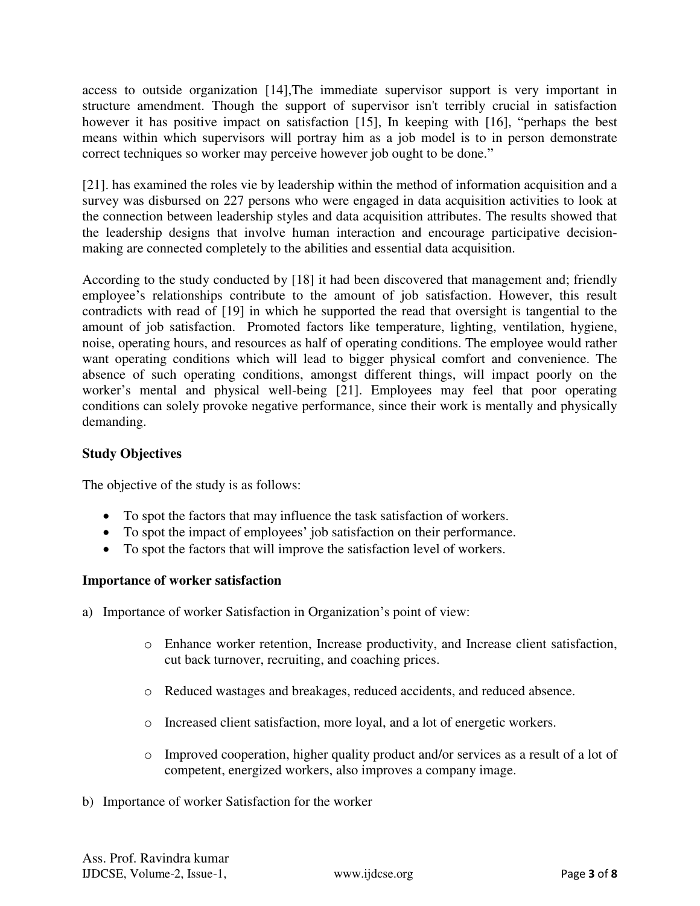access to outside organization [14],The immediate supervisor support is very important in structure amendment. Though the support of supervisor isn't terribly crucial in satisfaction however it has positive impact on satisfaction [15], In keeping with [16], "perhaps the best means within which supervisors will portray him as a job model is to in person demonstrate correct techniques so worker may perceive however job ought to be done."

[21]. has examined the roles vie by leadership within the method of information acquisition and a survey was disbursed on 227 persons who were engaged in data acquisition activities to look at the connection between leadership styles and data acquisition attributes. The results showed that the leadership designs that involve human interaction and encourage participative decision-making are connected completely to the abilities and essential data acquisition.

According to the study conducted by [18] it had been discovered that management and; friendly employee's relationships contribute to the amount of job satisfaction. However, this result contradicts with read of [19] in which he supported the read that oversight is tangential to the amount of job satisfaction. Promoted factors like temperature, lighting, ventilation, hygiene, noise, operating hours, and resources as half of operating conditions. The employee would rather want operating conditions which will lead to bigger physical comfort and convenience. The absence of such operating conditions, amongst different things, will impact poorly on the worker's mental and physical well-being [21]. Employees may feel that poor operating conditions can solely provoke negative performance, since their work is mentally and physically demanding.

**Study Objectives**

The objective of the study is as follows:

- To spot the factors that may influence the task satisfaction of workers.
- To spot the impact of employees' job satisfaction on their performance.
- To spot the factors that will improve the satisfaction level of workers.

**Importance of worker satisfaction**

a) Importance of worker Satisfaction in Organization's point of view:

  - Enhance worker retention, Increase productivity, and Increase client satisfaction, cut back turnover, recruiting, and coaching prices.
  - Reduced wastages and breakages, reduced accidents, and reduced absence.
  - Increased client satisfaction, more loyal, and a lot of energetic workers.
  - Improved cooperation, higher quality product and/or services as a result of a lot of competent, energized workers, also improves a company image.

b) Importance of worker Satisfaction for the worker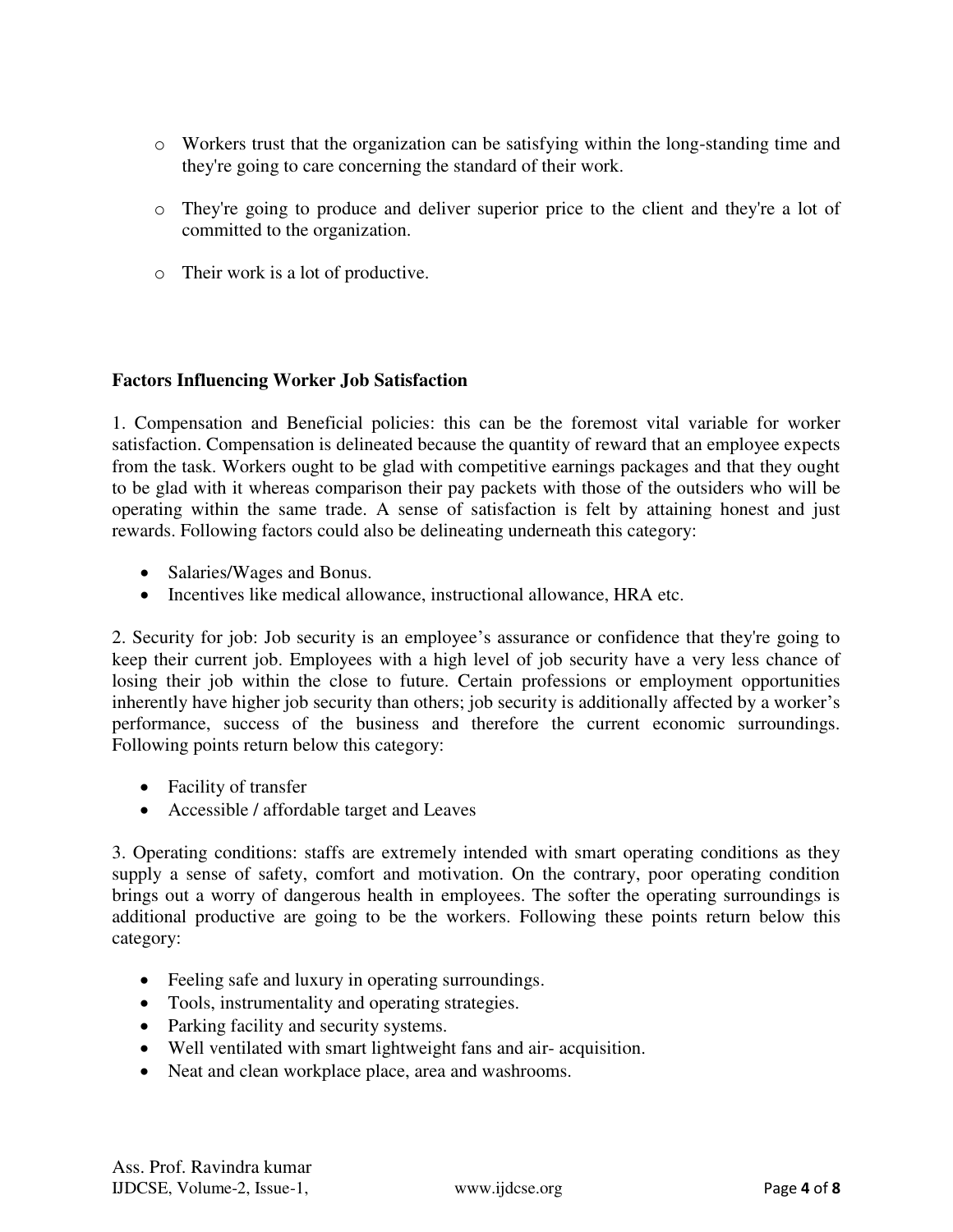- Workers trust that the organization can be satisfying within the long-standing time and they're going to care concerning the standard of their work.
- They're going to produce and deliver superior price to the client and they're a lot of committed to the organization.
- Their work is a lot of productive.

**Factors Influencing Worker Job Satisfaction**

1. Compensation and Beneficial policies: this can be the foremost vital variable for worker satisfaction. Compensation is delineated because the quantity of reward that an employee expects from the task. Workers ought to be glad with competitive earnings packages and that they ought to be glad with it whereas comparison their pay packets with those of the outsiders who will be operating within the same trade. A sense of satisfaction is felt by attaining honest and just rewards. Following factors could also be delineating underneath this category:

- Salaries/Wages and Bonus.
- Incentives like medical allowance, instructional allowance, HRA etc.

2. Security for job: Job security is an employee's assurance or confidence that they're going to keep their current job. Employees with a high level of job security have a very less chance of losing their job within the close to future. Certain professions or employment opportunities inherently have higher job security than others; job security is additionally affected by a worker's performance, success of the business and therefore the current economic surroundings. Following points return below this category:

- Facility of transfer
- Accessible / affordable target and Leaves

3. Operating conditions: staffs are extremely intended with smart operating conditions as they supply a sense of safety, comfort and motivation. On the contrary, poor operating condition brings out a worry of dangerous health in employees. The softer the operating surroundings is additional productive are going to be the workers. Following these points return below this category:

- Feeling safe and luxury in operating surroundings.
- Tools, instrumentality and operating strategies.
- Parking facility and security systems.
- Well ventilated with smart lightweight fans and air- acquisition.
- Neat and clean workplace place, area and washrooms.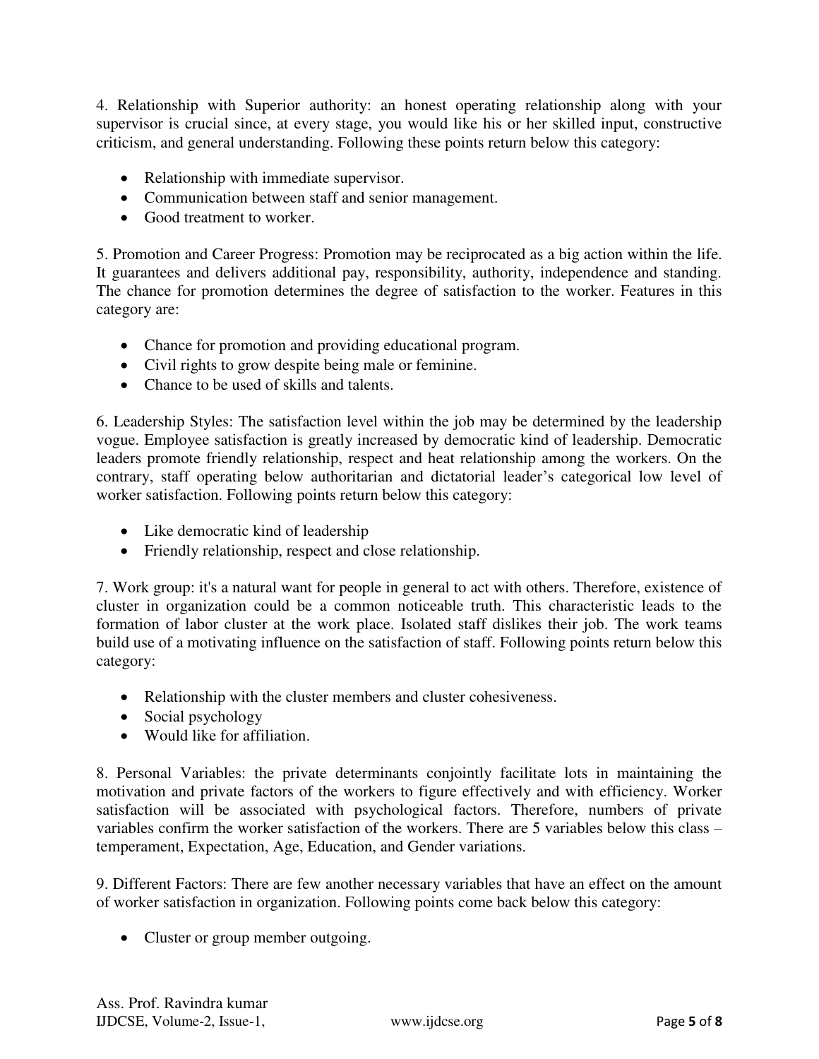4. Relationship with Superior authority: an honest operating relationship along with your supervisor is crucial since, at every stage, you would like his or her skilled input, constructive criticism, and general understanding. Following these points return below this category:

- Relationship with immediate supervisor.
- Communication between staff and senior management.
- Good treatment to worker.

5. Promotion and Career Progress: Promotion may be reciprocated as a big action within the life. It guarantees and delivers additional pay, responsibility, authority, independence and standing. The chance for promotion determines the degree of satisfaction to the worker. Features in this category are:

- Chance for promotion and providing educational program.
- Civil rights to grow despite being male or feminine.
- Chance to be used of skills and talents.

6. Leadership Styles: The satisfaction level within the job may be determined by the leadership vogue. Employee satisfaction is greatly increased by democratic kind of leadership. Democratic leaders promote friendly relationship, respect and heat relationship among the workers. On the contrary, staff operating below authoritarian and dictatorial leader's categorical low level of worker satisfaction. Following points return below this category:

- Like democratic kind of leadership
- Friendly relationship, respect and close relationship.

7. Work group: it's a natural want for people in general to act with others. Therefore, existence of cluster in organization could be a common noticeable truth. This characteristic leads to the formation of labor cluster at the work place. Isolated staff dislikes their job. The work teams build use of a motivating influence on the satisfaction of staff. Following points return below this category:

- Relationship with the cluster members and cluster cohesiveness.
- Social psychology
- Would like for affiliation.

8. Personal Variables: the private determinants conjointly facilitate lots in maintaining the motivation and private factors of the workers to figure effectively and with efficiency. Worker satisfaction will be associated with psychological factors. Therefore, numbers of private variables confirm the worker satisfaction of the workers. There are 5 variables below this class – temperament, Expectation, Age, Education, and Gender variations.

9. Different Factors: There are few another necessary variables that have an effect on the amount of worker satisfaction in organization. Following points come back below this category:

- Cluster or group member outgoing.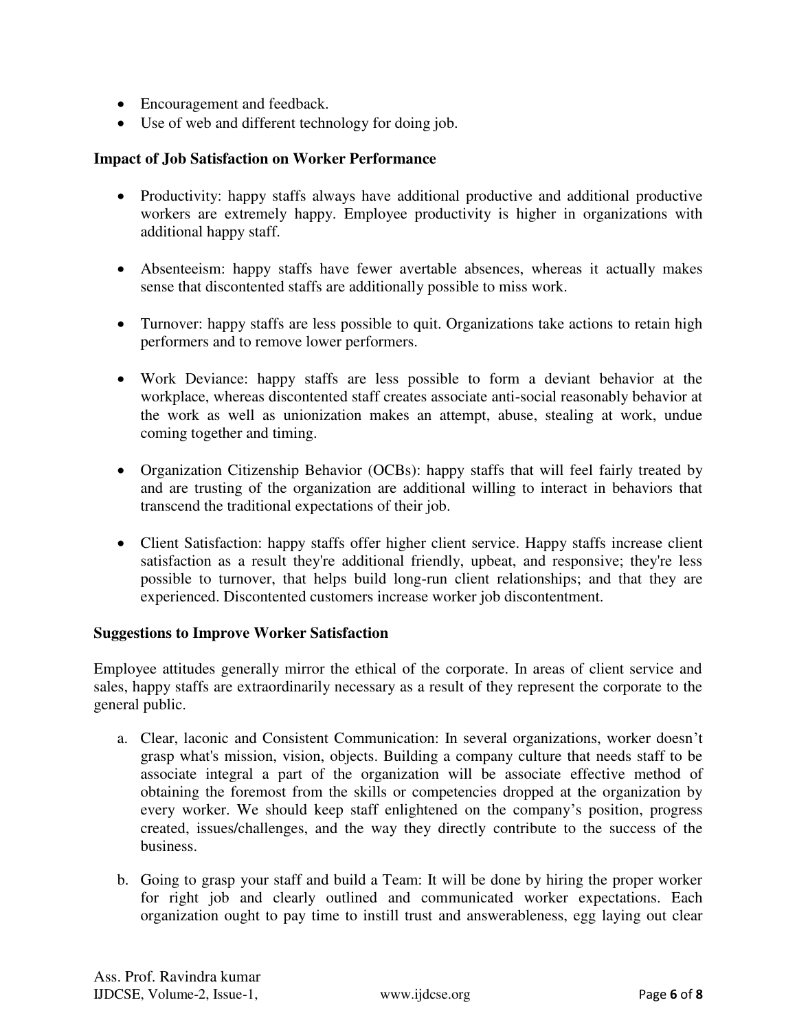- Encouragement and feedback.
- Use of web and different technology for doing job.

**Impact of Job Satisfaction on Worker Performance**

- Productivity: happy staffs always have additional productive and additional productive workers are extremely happy. Employee productivity is higher in organizations with additional happy staff.

- Absenteeism: happy staffs have fewer avertable absences, whereas it actually makes sense that discontented staffs are additionally possible to miss work.

- Turnover: happy staffs are less possible to quit. Organizations take actions to retain high performers and to remove lower performers.

- Work Deviance: happy staffs are less possible to form a deviant behavior at the workplace, whereas discontented staff creates associate anti-social reasonably behavior at the work as well as unionization makes an attempt, abuse, stealing at work, undue coming together and timing.

- Organization Citizenship Behavior (OCBs): happy staffs that will feel fairly treated by and are trusting of the organization are additional willing to interact in behaviors that transcend the traditional expectations of their job.

- Client Satisfaction: happy staffs offer higher client service. Happy staffs increase client satisfaction as a result they're additional friendly, upbeat, and responsive; they're less possible to turnover, that helps build long-run client relationships; and that they are experienced. Discontented customers increase worker job discontentment.

**Suggestions to Improve Worker Satisfaction**

Employee attitudes generally mirror the ethical of the corporate. In areas of client service and sales, happy staffs are extraordinarily necessary as a result of they represent the corporate to the general public.

a. Clear, laconic and Consistent Communication: In several organizations, worker doesn't grasp what's mission, vision, objects. Building a company culture that needs staff to be associate integral a part of the organization will be associate effective method of obtaining the foremost from the skills or competencies dropped at the organization by every worker. We should keep staff enlightened on the company's position, progress created, issues/challenges, and the way they directly contribute to the success of the business.

b. Going to grasp your staff and build a Team: It will be done by hiring the proper worker for right job and clearly outlined and communicated worker expectations. Each organization ought to pay time to instill trust and answerableness, egg laying out clear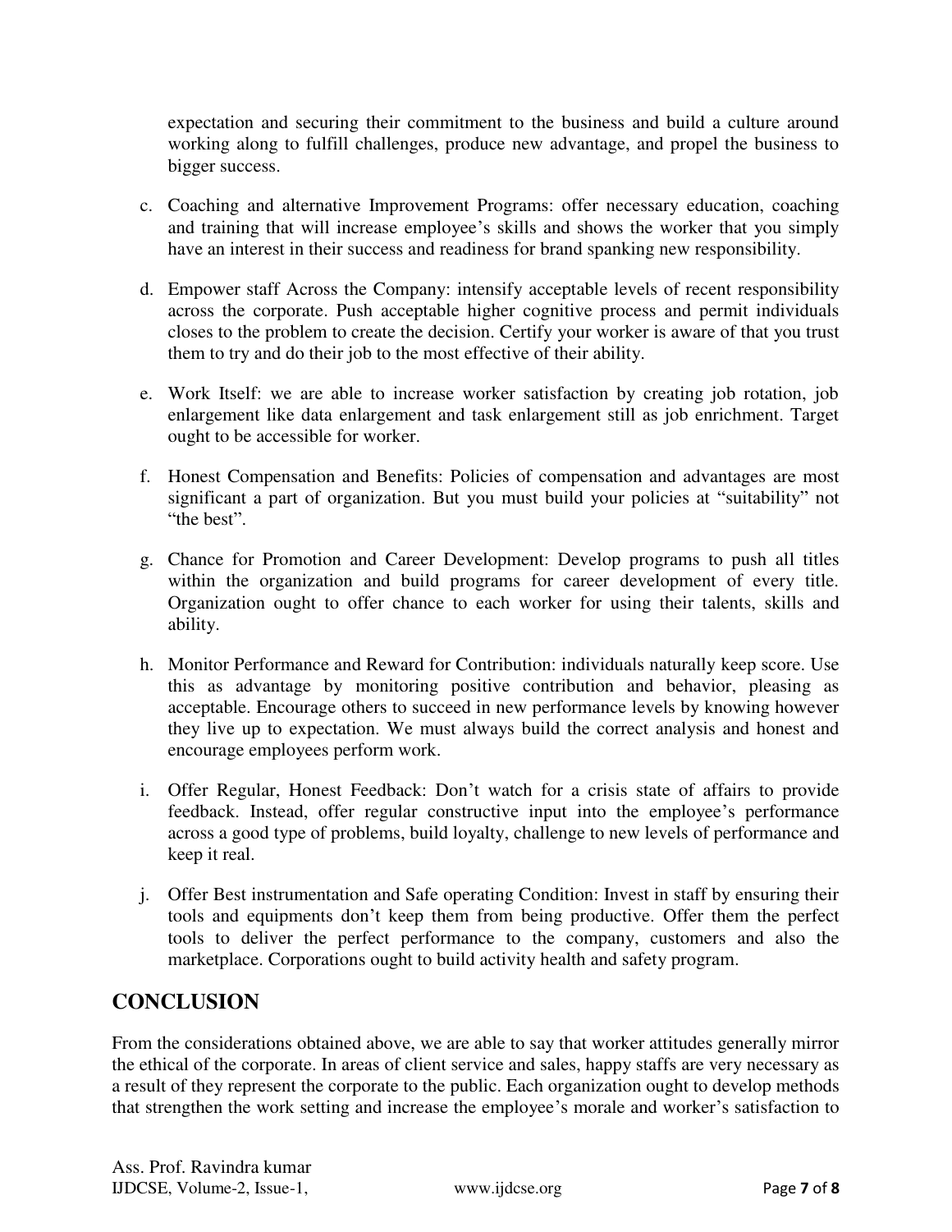expectation and securing their commitment to the business and build a culture around working along to fulfill challenges, produce new advantage, and propel the business to bigger success.

c. Coaching and alternative Improvement Programs: offer necessary education, coaching and training that will increase employee's skills and shows the worker that you simply have an interest in their success and readiness for brand spanking new responsibility.

d. Empower staff Across the Company: intensify acceptable levels of recent responsibility across the corporate. Push acceptable higher cognitive process and permit individuals closes to the problem to create the decision. Certify your worker is aware of that you trust them to try and do their job to the most effective of their ability.

e. Work Itself: we are able to increase worker satisfaction by creating job rotation, job enlargement like data enlargement and task enlargement still as job enrichment. Target ought to be accessible for worker.

f. Honest Compensation and Benefits: Policies of compensation and advantages are most significant a part of organization. But you must build your policies at "suitability" not "the best".

g. Chance for Promotion and Career Development: Develop programs to push all titles within the organization and build programs for career development of every title. Organization ought to offer chance to each worker for using their talents, skills and ability.

h. Monitor Performance and Reward for Contribution: individuals naturally keep score. Use this as advantage by monitoring positive contribution and behavior, pleasing as acceptable. Encourage others to succeed in new performance levels by knowing however they live up to expectation. We must always build the correct analysis and honest and encourage employees perform work.

i. Offer Regular, Honest Feedback: Don't watch for a crisis state of affairs to provide feedback. Instead, offer regular constructive input into the employee's performance across a good type of problems, build loyalty, challenge to new levels of performance and keep it real.

j. Offer Best instrumentation and Safe operating Condition: Invest in staff by ensuring their tools and equipments don't keep them from being productive. Offer them the perfect tools to deliver the perfect performance to the company, customers and also the marketplace. Corporations ought to build activity health and safety program.

## CONCLUSION

From the considerations obtained above, we are able to say that worker attitudes generally mirror the ethical of the corporate. In areas of client service and sales, happy staffs are very necessary as a result of they represent the corporate to the public. Each organization ought to develop methods that strengthen the work setting and increase the employee's morale and worker's satisfaction to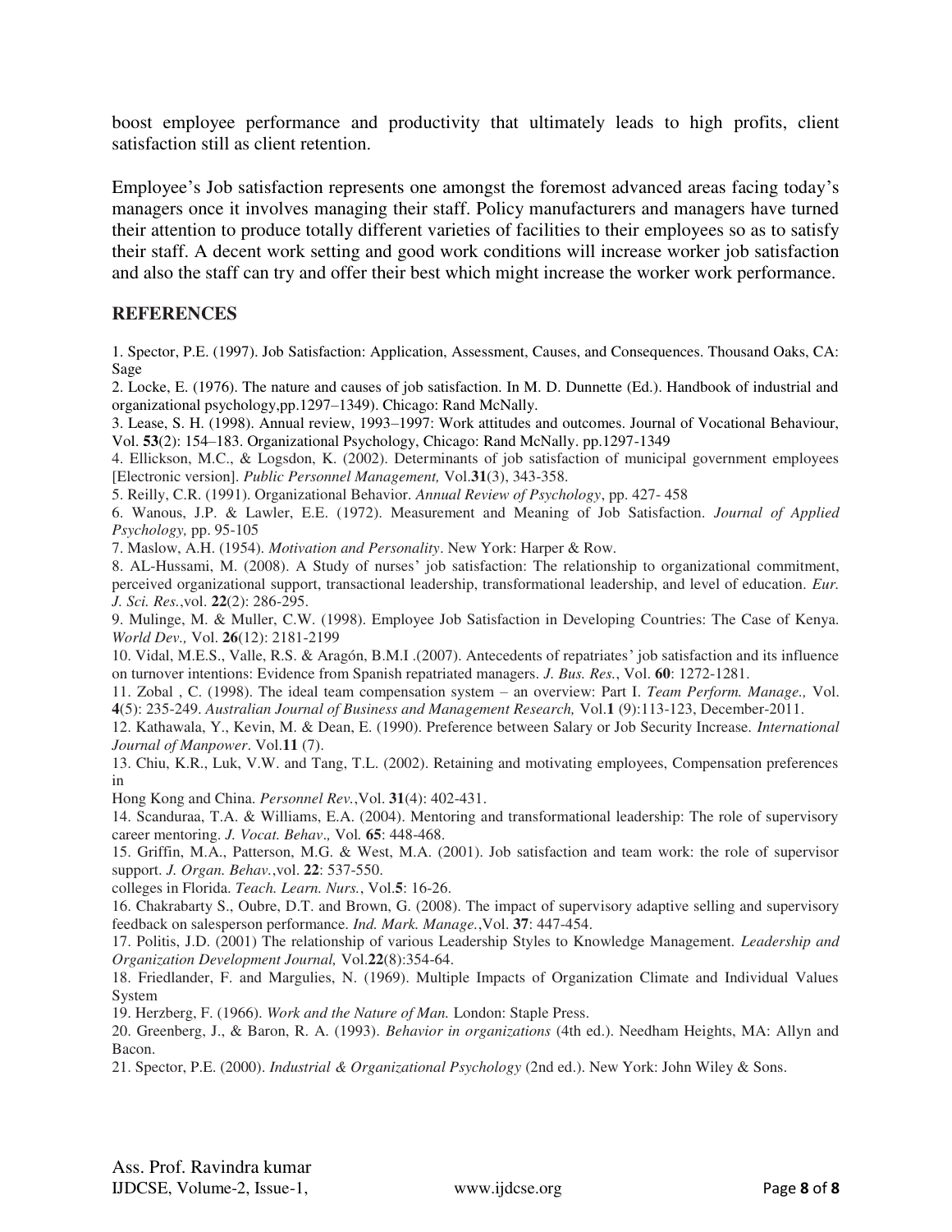boost employee performance and productivity that ultimately leads to high profits, client satisfaction still as client retention.

Employee's Job satisfaction represents one amongst the foremost advanced areas facing today's managers once it involves managing their staff. Policy manufacturers and managers have turned their attention to produce totally different varieties of facilities to their employees so as to satisfy their staff. A decent work setting and good work conditions will increase worker job satisfaction and also the staff can try and offer their best which might increase the worker work performance.

## REFERENCES

1. Spector, P.E. (1997). Job Satisfaction: Application, Assessment, Causes, and Consequences. Thousand Oaks, CA: Sage
2. Locke, E. (1976). The nature and causes of job satisfaction. In M. D. Dunnette (Ed.). Handbook of industrial and organizational psychology,pp.1297–1349). Chicago: Rand McNally.
3. Lease, S. H. (1998). Annual review, 1993–1997: Work attitudes and outcomes. Journal of Vocational Behaviour, Vol. **53**(2): 154–183. Organizational Psychology, Chicago: Rand McNally. pp.1297-1349
4. Ellickson, M.C., & Logsdon, K. (2002). Determinants of job satisfaction of municipal government employees [Electronic version]. *Public Personnel Management,* Vol.**31**(3), 343-358.
5. Reilly, C.R. (1991). Organizational Behavior. *Annual Review of Psychology*, pp. 427- 458
6. Wanous, J.P. & Lawler, E.E. (1972). Measurement and Meaning of Job Satisfaction. *Journal of Applied Psychology,* pp. 95-105
7. Maslow, A.H. (1954). *Motivation and Personality*. New York: Harper & Row.
8. AL-Hussami, M. (2008). A Study of nurses' job satisfaction: The relationship to organizational commitment, perceived organizational support, transactional leadership, transformational leadership, and level of education. *Eur. J. Sci. Res.*,vol. **22**(2): 286-295.
9. Mulinge, M. & Muller, C.W. (1998). Employee Job Satisfaction in Developing Countries: The Case of Kenya. *World Dev.,* Vol. **26**(12): 2181-2199
10. Vidal, M.E.S., Valle, R.S. & Aragón, B.M.I .(2007). Antecedents of repatriates' job satisfaction and its influence on turnover intentions: Evidence from Spanish repatriated managers. *J. Bus. Res.*, Vol. **60**: 1272-1281.
11. Zobal , C. (1998). The ideal team compensation system – an overview: Part I. *Team Perform. Manage.,* Vol. **4**(5): 235-249. *Australian Journal of Business and Management Research,* Vol.**1** (9):113-123, December-2011.
12. Kathawala, Y., Kevin, M. & Dean, E. (1990). Preference between Salary or Job Security Increase. *International Journal of Manpower*. Vol.**11** (7).
13. Chiu, K.R., Luk, V.W. and Tang, T.L. (2002). Retaining and motivating employees, Compensation preferences in
Hong Kong and China. *Personnel Rev.*,Vol. **31**(4): 402-431.
14. Scanduraa, T.A. & Williams, E.A. (2004). Mentoring and transformational leadership: The role of supervisory career mentoring. *J. Vocat. Behav.,* Vol. **65**: 448-468.
15. Griffin, M.A., Patterson, M.G. & West, M.A. (2001). Job satisfaction and team work: the role of supervisor support. *J. Organ. Behav.*,vol. **22**: 537-550.
colleges in Florida. *Teach. Learn. Nurs.*, Vol.**5**: 16-26.
16. Chakrabarty S., Oubre, D.T. and Brown, G. (2008). The impact of supervisory adaptive selling and supervisory feedback on salesperson performance. *Ind. Mark. Manage.*,Vol. **37**: 447-454.
17. Politis, J.D. (2001) The relationship of various Leadership Styles to Knowledge Management. *Leadership and Organization Development Journal,* Vol.**22**(8):354-64.
18. Friedlander, F. and Margulies, N. (1969). Multiple Impacts of Organization Climate and Individual Values System
19. Herzberg, F. (1966). *Work and the Nature of Man.* London: Staple Press.
20. Greenberg, J., & Baron, R. A. (1993). *Behavior in organizations* (4th ed.). Needham Heights, MA: Allyn and Bacon.
21. Spector, P.E. (2000). *Industrial & Organizational Psychology* (2nd ed.). New York: John Wiley & Sons.